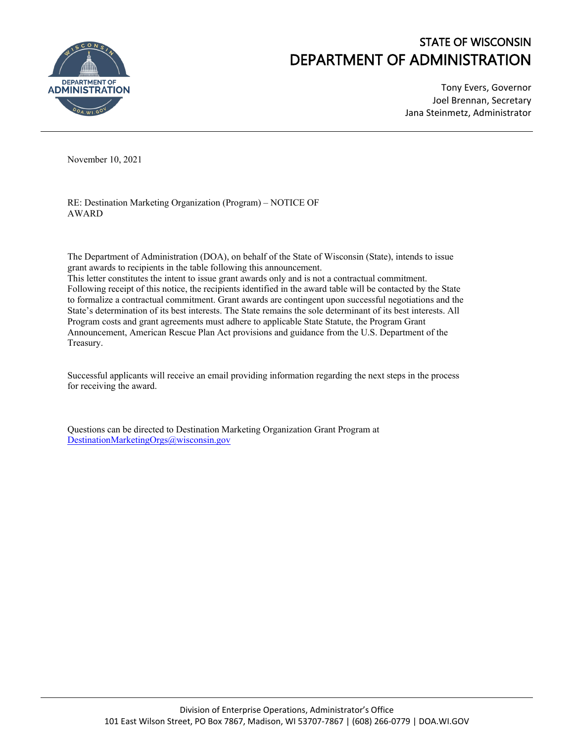# STATE OF WISCONSIN
# DEPARTMENT OF ADMINISTRATION

Tony Evers, Governor
Joel Brennan, Secretary
Jana Steinmetz, Administrator

November 10, 2021

RE: Destination Marketing Organization (Program) – NOTICE OF AWARD

The Department of Administration (DOA), on behalf of the State of Wisconsin (State), intends to issue grant awards to recipients in the table following this announcement.
This letter constitutes the intent to issue grant awards only and is not a contractual commitment. Following receipt of this notice, the recipients identified in the award table will be contacted by the State to formalize a contractual commitment. Grant awards are contingent upon successful negotiations and the State's determination of its best interests. The State remains the sole determinant of its best interests. All Program costs and grant agreements must adhere to applicable State Statute, the Program Grant Announcement, American Rescue Plan Act provisions and guidance from the U.S. Department of the Treasury.

Successful applicants will receive an email providing information regarding the next steps in the process for receiving the award.

Questions can be directed to Destination Marketing Organization Grant Program at DestinationMarketingOrgs@wisconsin.gov

Division of Enterprise Operations, Administrator's Office
101 East Wilson Street, PO Box 7867, Madison, WI 53707-7867 | (608) 266-0779 | DOA.WI.GOV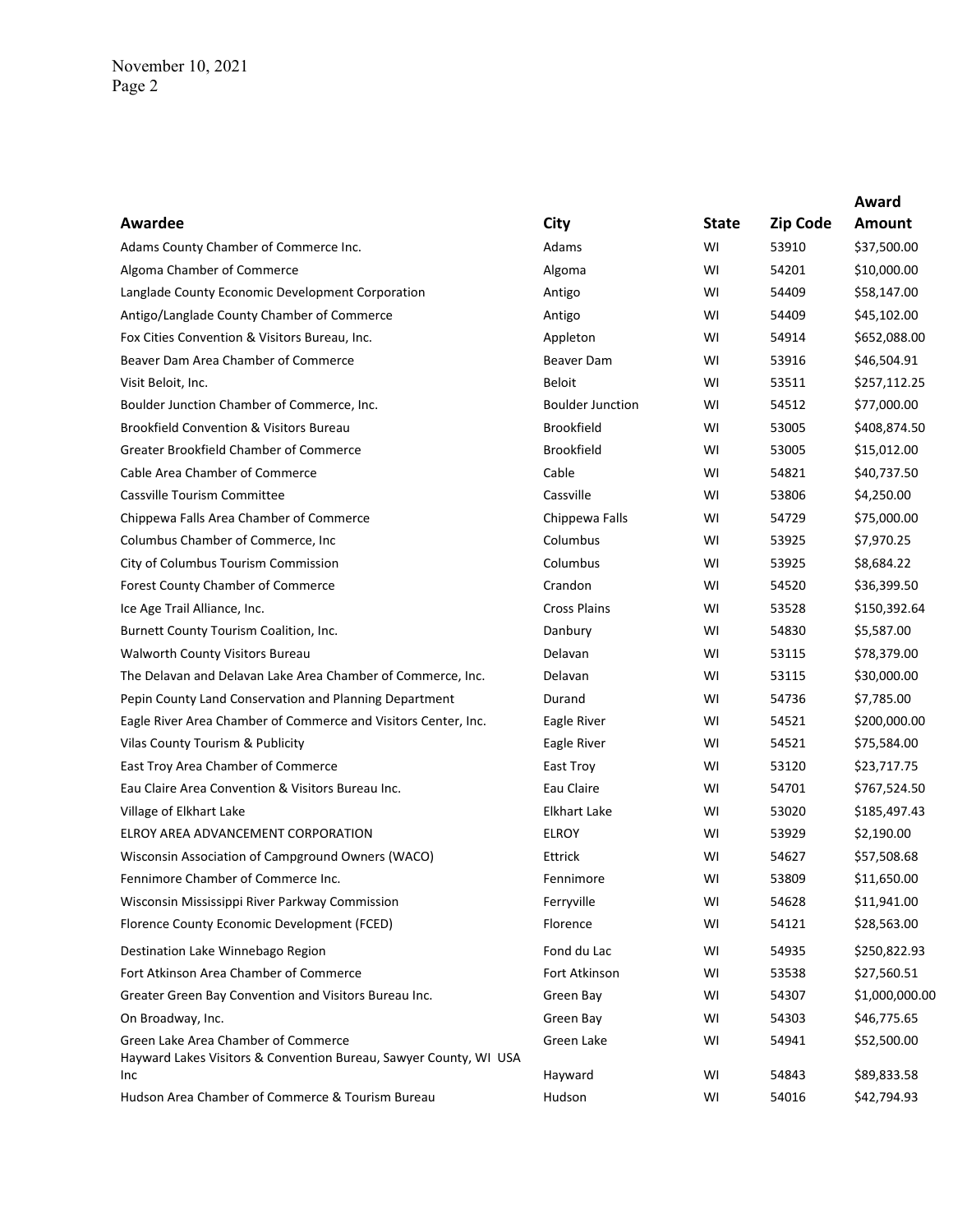| Awardee | City | State | Zip Code | Award Amount |
|---|---|---|---|---|
| Adams County Chamber of Commerce Inc. | Adams | WI | 53910 | $37,500.00 |
| Algoma Chamber of Commerce | Algoma | WI | 54201 | $10,000.00 |
| Langlade County Economic Development Corporation | Antigo | WI | 54409 | $58,147.00 |
| Antigo/Langlade County Chamber of Commerce | Antigo | WI | 54409 | $45,102.00 |
| Fox Cities Convention & Visitors Bureau, Inc. | Appleton | WI | 54914 | $652,088.00 |
| Beaver Dam Area Chamber of Commerce | Beaver Dam | WI | 53916 | $46,504.91 |
| Visit Beloit, Inc. | Beloit | WI | 53511 | $257,112.25 |
| Boulder Junction Chamber of Commerce, Inc. | Boulder Junction | WI | 54512 | $77,000.00 |
| Brookfield Convention & Visitors Bureau | Brookfield | WI | 53005 | $408,874.50 |
| Greater Brookfield Chamber of Commerce | Brookfield | WI | 53005 | $15,012.00 |
| Cable Area Chamber of Commerce | Cable | WI | 54821 | $40,737.50 |
| Cassville Tourism Committee | Cassville | WI | 53806 | $4,250.00 |
| Chippewa Falls Area Chamber of Commerce | Chippewa Falls | WI | 54729 | $75,000.00 |
| Columbus Chamber of Commerce, Inc | Columbus | WI | 53925 | $7,970.25 |
| City of Columbus Tourism Commission | Columbus | WI | 53925 | $8,684.22 |
| Forest County Chamber of Commerce | Crandon | WI | 54520 | $36,399.50 |
| Ice Age Trail Alliance, Inc. | Cross Plains | WI | 53528 | $150,392.64 |
| Burnett County Tourism Coalition, Inc. | Danbury | WI | 54830 | $5,587.00 |
| Walworth County Visitors Bureau | Delavan | WI | 53115 | $78,379.00 |
| The Delavan and Delavan Lake Area Chamber of Commerce, Inc. | Delavan | WI | 53115 | $30,000.00 |
| Pepin County Land Conservation and Planning Department | Durand | WI | 54736 | $7,785.00 |
| Eagle River Area Chamber of Commerce and Visitors Center, Inc. | Eagle River | WI | 54521 | $200,000.00 |
| Vilas County Tourism & Publicity | Eagle River | WI | 54521 | $75,584.00 |
| East Troy Area Chamber of Commerce | East Troy | WI | 53120 | $23,717.75 |
| Eau Claire Area Convention & Visitors Bureau Inc. | Eau Claire | WI | 54701 | $767,524.50 |
| Village of Elkhart Lake | Elkhart Lake | WI | 53020 | $185,497.43 |
| ELROY AREA ADVANCEMENT CORPORATION | ELROY | WI | 53929 | $2,190.00 |
| Wisconsin Association of Campground Owners (WACO) | Ettrick | WI | 54627 | $57,508.68 |
| Fennimore Chamber of Commerce Inc. | Fennimore | WI | 53809 | $11,650.00 |
| Wisconsin Mississippi River Parkway Commission | Ferryville | WI | 54628 | $11,941.00 |
| Florence County Economic Development (FCED) | Florence | WI | 54121 | $28,563.00 |
| Destination Lake Winnebago Region | Fond du Lac | WI | 54935 | $250,822.93 |
| Fort Atkinson Area Chamber of Commerce | Fort Atkinson | WI | 53538 | $27,560.51 |
| Greater Green Bay Convention and Visitors Bureau Inc. | Green Bay | WI | 54307 | $1,000,000.00 |
| On Broadway, Inc. | Green Bay | WI | 54303 | $46,775.65 |
| Green Lake Area Chamber of Commerce | Green Lake | WI | 54941 | $52,500.00 |
| Hayward Lakes Visitors & Convention Bureau, Sawyer County, WI USA Inc | Hayward | WI | 54843 | $89,833.58 |
| Hudson Area Chamber of Commerce & Tourism Bureau | Hudson | WI | 54016 | $42,794.93 |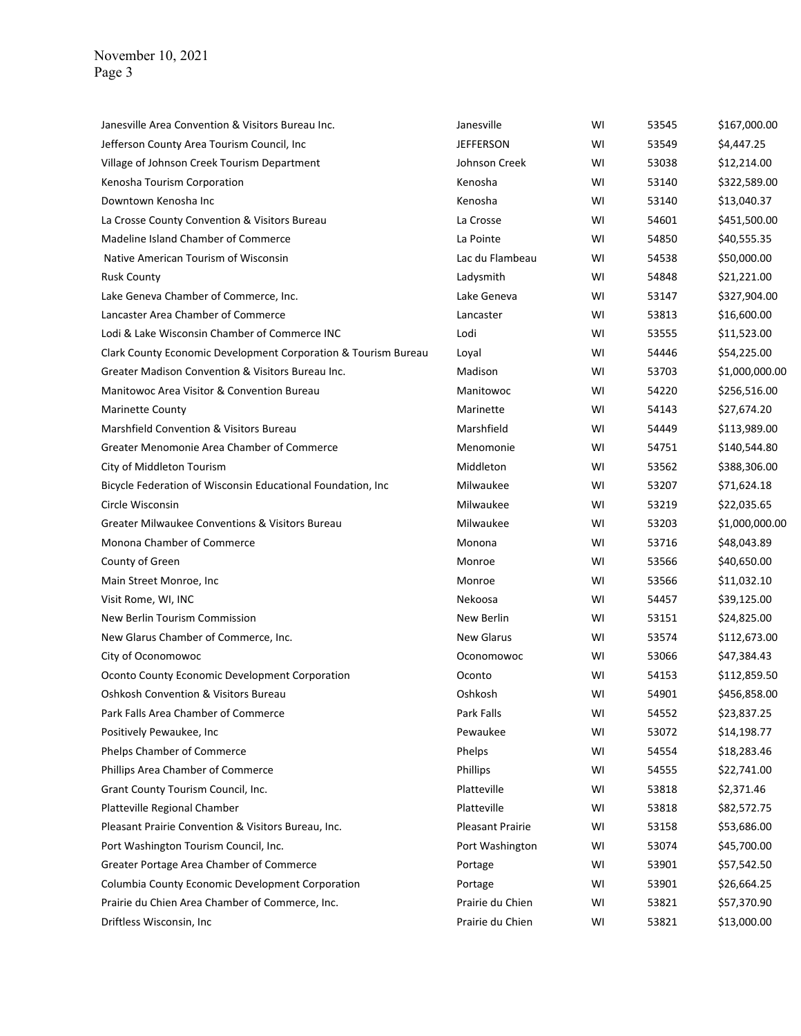| | | | | |
|---|---|---|---|---|
| Janesville Area Convention & Visitors Bureau Inc. | Janesville | WI | 53545 | $167,000.00 |
| Jefferson County Area Tourism Council, Inc | JEFFERSON | WI | 53549 | $4,447.25 |
| Village of Johnson Creek Tourism Department | Johnson Creek | WI | 53038 | $12,214.00 |
| Kenosha Tourism Corporation | Kenosha | WI | 53140 | $322,589.00 |
| Downtown Kenosha Inc | Kenosha | WI | 53140 | $13,040.37 |
| La Crosse County Convention & Visitors Bureau | La Crosse | WI | 54601 | $451,500.00 |
| Madeline Island Chamber of Commerce | La Pointe | WI | 54850 | $40,555.35 |
| Native American Tourism of Wisconsin | Lac du Flambeau | WI | 54538 | $50,000.00 |
| Rusk County | Ladysmith | WI | 54848 | $21,221.00 |
| Lake Geneva Chamber of Commerce, Inc. | Lake Geneva | WI | 53147 | $327,904.00 |
| Lancaster Area Chamber of Commerce | Lancaster | WI | 53813 | $16,600.00 |
| Lodi & Lake Wisconsin Chamber of Commerce INC | Lodi | WI | 53555 | $11,523.00 |
| Clark County Economic Development Corporation & Tourism Bureau | Loyal | WI | 54446 | $54,225.00 |
| Greater Madison Convention & Visitors Bureau Inc. | Madison | WI | 53703 | $1,000,000.00 |
| Manitowoc Area Visitor & Convention Bureau | Manitowoc | WI | 54220 | $256,516.00 |
| Marinette County | Marinette | WI | 54143 | $27,674.20 |
| Marshfield Convention & Visitors Bureau | Marshfield | WI | 54449 | $113,989.00 |
| Greater Menomonie Area Chamber of Commerce | Menomonie | WI | 54751 | $140,544.80 |
| City of Middleton Tourism | Middleton | WI | 53562 | $388,306.00 |
| Bicycle Federation of Wisconsin Educational Foundation, Inc | Milwaukee | WI | 53207 | $71,624.18 |
| Circle Wisconsin | Milwaukee | WI | 53219 | $22,035.65 |
| Greater Milwaukee Conventions & Visitors Bureau | Milwaukee | WI | 53203 | $1,000,000.00 |
| Monona Chamber of Commerce | Monona | WI | 53716 | $48,043.89 |
| County of Green | Monroe | WI | 53566 | $40,650.00 |
| Main Street Monroe, Inc | Monroe | WI | 53566 | $11,032.10 |
| Visit Rome, WI, INC | Nekoosa | WI | 54457 | $39,125.00 |
| New Berlin Tourism Commission | New Berlin | WI | 53151 | $24,825.00 |
| New Glarus Chamber of Commerce, Inc. | New Glarus | WI | 53574 | $112,673.00 |
| City of Oconomowoc | Oconomowoc | WI | 53066 | $47,384.43 |
| Oconto County Economic Development Corporation | Oconto | WI | 54153 | $112,859.50 |
| Oshkosh Convention & Visitors Bureau | Oshkosh | WI | 54901 | $456,858.00 |
| Park Falls Area Chamber of Commerce | Park Falls | WI | 54552 | $23,837.25 |
| Positively Pewaukee, Inc | Pewaukee | WI | 53072 | $14,198.77 |
| Phelps Chamber of Commerce | Phelps | WI | 54554 | $18,283.46 |
| Phillips Area Chamber of Commerce | Phillips | WI | 54555 | $22,741.00 |
| Grant County Tourism Council, Inc. | Platteville | WI | 53818 | $2,371.46 |
| Platteville Regional Chamber | Platteville | WI | 53818 | $82,572.75 |
| Pleasant Prairie Convention & Visitors Bureau, Inc. | Pleasant Prairie | WI | 53158 | $53,686.00 |
| Port Washington Tourism Council, Inc. | Port Washington | WI | 53074 | $45,700.00 |
| Greater Portage Area Chamber of Commerce | Portage | WI | 53901 | $57,542.50 |
| Columbia County Economic Development Corporation | Portage | WI | 53901 | $26,664.25 |
| Prairie du Chien Area Chamber of Commerce, Inc. | Prairie du Chien | WI | 53821 | $57,370.90 |
| Driftless Wisconsin, Inc | Prairie du Chien | WI | 53821 | $13,000.00 |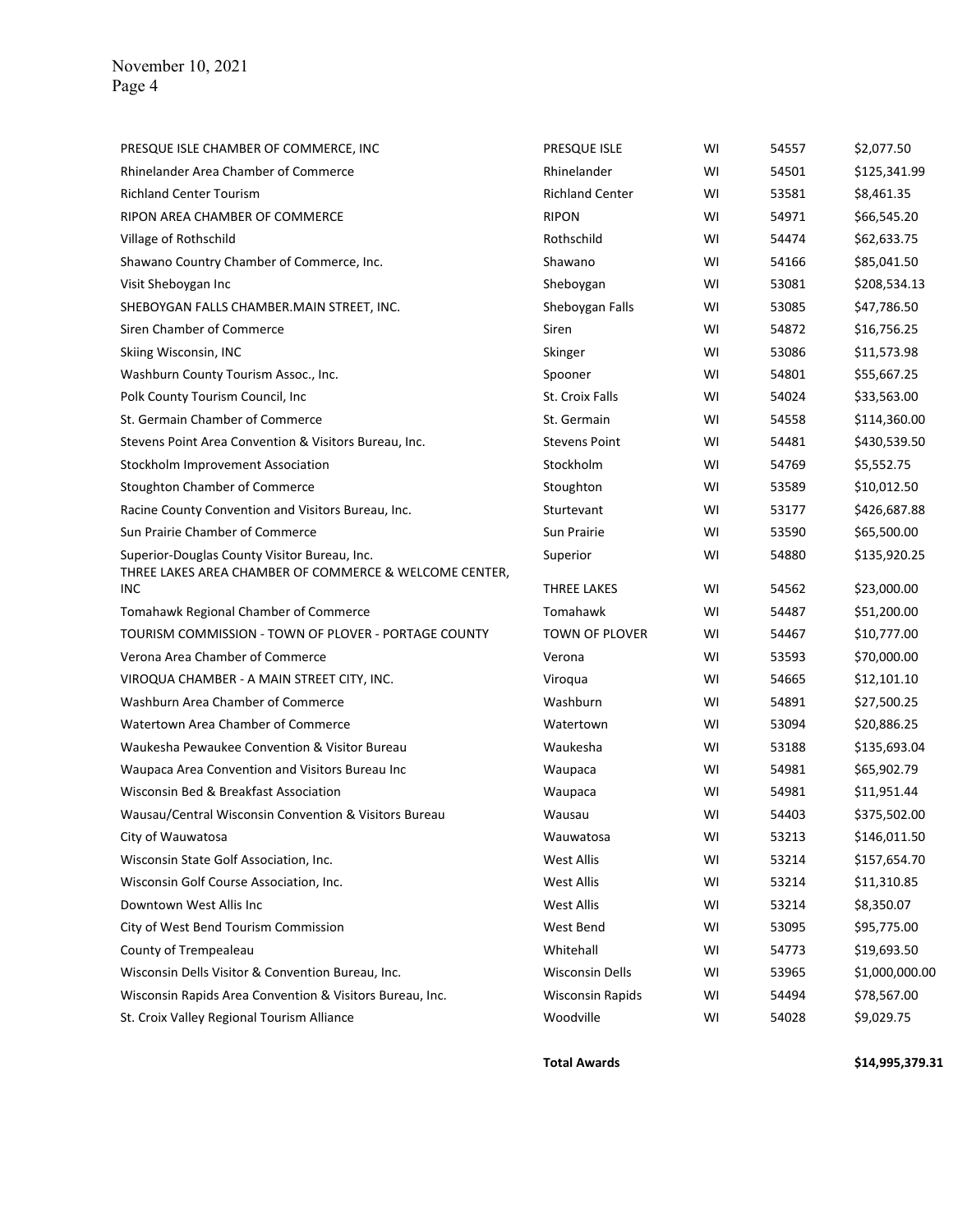| | | | | |
|---|---|---|---|---|
| PRESQUE ISLE CHAMBER OF COMMERCE, INC | PRESQUE ISLE | WI | 54557 | $2,077.50 |
| Rhinelander Area Chamber of Commerce | Rhinelander | WI | 54501 | $125,341.99 |
| Richland Center Tourism | Richland Center | WI | 53581 | $8,461.35 |
| RIPON AREA CHAMBER OF COMMERCE | RIPON | WI | 54971 | $66,545.20 |
| Village of Rothschild | Rothschild | WI | 54474 | $62,633.75 |
| Shawano Country Chamber of Commerce, Inc. | Shawano | WI | 54166 | $85,041.50 |
| Visit Sheboygan Inc | Sheboygan | WI | 53081 | $208,534.13 |
| SHEBOYGAN FALLS CHAMBER.MAIN STREET, INC. | Sheboygan Falls | WI | 53085 | $47,786.50 |
| Siren Chamber of Commerce | Siren | WI | 54872 | $16,756.25 |
| Skiing Wisconsin, INC | Skinger | WI | 53086 | $11,573.98 |
| Washburn County Tourism Assoc., Inc. | Spooner | WI | 54801 | $55,667.25 |
| Polk County Tourism Council, Inc | St. Croix Falls | WI | 54024 | $33,563.00 |
| St. Germain Chamber of Commerce | St. Germain | WI | 54558 | $114,360.00 |
| Stevens Point Area Convention & Visitors Bureau, Inc. | Stevens Point | WI | 54481 | $430,539.50 |
| Stockholm Improvement Association | Stockholm | WI | 54769 | $5,552.75 |
| Stoughton Chamber of Commerce | Stoughton | WI | 53589 | $10,012.50 |
| Racine County Convention and Visitors Bureau, Inc. | Sturtevant | WI | 53177 | $426,687.88 |
| Sun Prairie Chamber of Commerce | Sun Prairie | WI | 53590 | $65,500.00 |
| Superior-Douglas County Visitor Bureau, Inc. | Superior | WI | 54880 | $135,920.25 |
| THREE LAKES AREA CHAMBER OF COMMERCE & WELCOME CENTER, INC | THREE LAKES | WI | 54562 | $23,000.00 |
| Tomahawk Regional Chamber of Commerce | Tomahawk | WI | 54487 | $51,200.00 |
| TOURISM COMMISSION - TOWN OF PLOVER - PORTAGE COUNTY | TOWN OF PLOVER | WI | 54467 | $10,777.00 |
| Verona Area Chamber of Commerce | Verona | WI | 53593 | $70,000.00 |
| VIROQUA CHAMBER - A MAIN STREET CITY, INC. | Viroqua | WI | 54665 | $12,101.10 |
| Washburn Area Chamber of Commerce | Washburn | WI | 54891 | $27,500.25 |
| Watertown Area Chamber of Commerce | Watertown | WI | 53094 | $20,886.25 |
| Waukesha Pewaukee Convention & Visitor Bureau | Waukesha | WI | 53188 | $135,693.04 |
| Waupaca Area Convention and Visitors Bureau Inc | Waupaca | WI | 54981 | $65,902.79 |
| Wisconsin Bed & Breakfast Association | Waupaca | WI | 54981 | $11,951.44 |
| Wausau/Central Wisconsin Convention & Visitors Bureau | Wausau | WI | 54403 | $375,502.00 |
| City of Wauwatosa | Wauwatosa | WI | 53213 | $146,011.50 |
| Wisconsin State Golf Association, Inc. | West Allis | WI | 53214 | $157,654.70 |
| Wisconsin Golf Course Association, Inc. | West Allis | WI | 53214 | $11,310.85 |
| Downtown West Allis Inc | West Allis | WI | 53214 | $8,350.07 |
| City of West Bend Tourism Commission | West Bend | WI | 53095 | $95,775.00 |
| County of Trempealeau | Whitehall | WI | 54773 | $19,693.50 |
| Wisconsin Dells Visitor & Convention Bureau, Inc. | Wisconsin Dells | WI | 53965 | $1,000,000.00 |
| Wisconsin Rapids Area Convention & Visitors Bureau, Inc. | Wisconsin Rapids | WI | 54494 | $78,567.00 |
| St. Croix Valley Regional Tourism Alliance | Woodville | WI | 54028 | $9,029.75 |
| | **Total Awards** | | | **$14,995,379.31** |